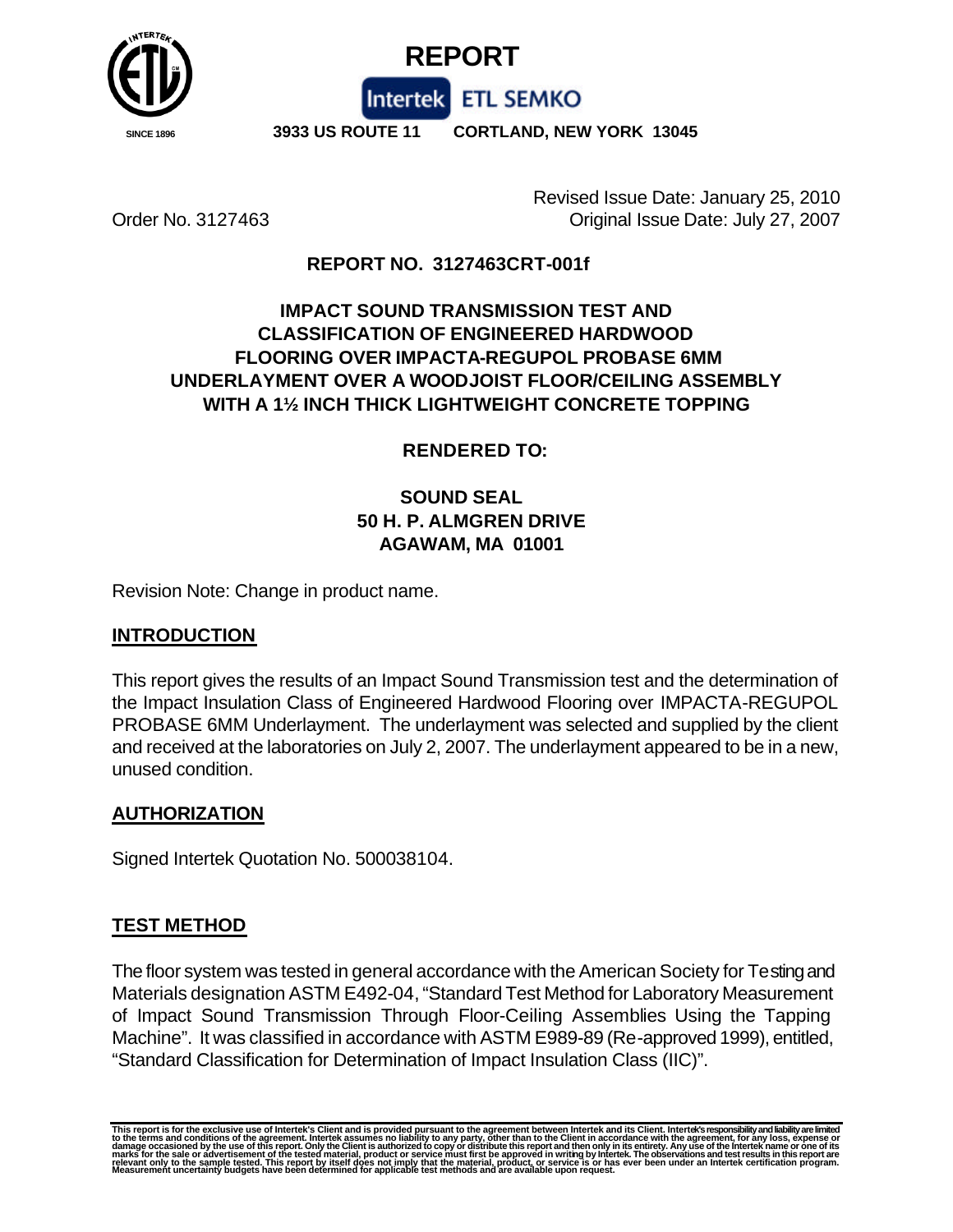# REPORT

Intertek ETL SEMKO

SINCE 1896

**3933 US ROUTE 11 CORTLAND, NEW YORK 13045**

Order No. 3127463

Revised Issue Date: January 25, 2010
Original Issue Date: July 27, 2007

**REPORT NO. 3127463CRT-001f**

**IMPACT SOUND TRANSMISSION TEST AND CLASSIFICATION OF ENGINEERED HARDWOOD FLOORING OVER IMPACTA-REGUPOL PROBASE 6MM UNDERLAYMENT OVER A WOODJOIST FLOOR/CEILING ASSEMBLY WITH A 1½ INCH THICK LIGHTWEIGHT CONCRETE TOPPING**

**RENDERED TO:**

**SOUND SEAL**
**50 H. P. ALMGREN DRIVE**
**AGAWAM, MA 01001**

Revision Note: Change in product name.

## INTRODUCTION

This report gives the results of an Impact Sound Transmission test and the determination of the Impact Insulation Class of Engineered Hardwood Flooring over IMPACTA-REGUPOL PROBASE 6MM Underlayment. The underlayment was selected and supplied by the client and received at the laboratories on July 2, 2007. The underlayment appeared to be in a new, unused condition.

## AUTHORIZATION

Signed Intertek Quotation No. 500038104.

## TEST METHOD

The floor system was tested in general accordance with the American Society for Testing and Materials designation ASTM E492-04, "Standard Test Method for Laboratory Measurement of Impact Sound Transmission Through Floor-Ceiling Assemblies Using the Tapping Machine". It was classified in accordance with ASTM E989-89 (Re-approved 1999), entitled, "Standard Classification for Determination of Impact Insulation Class (IIC)".

This report is for the exclusive use of Intertek's Client and is provided pursuant to the agreement between Intertek and its Client. Intertek's responsibility and liability are limited to the terms and conditions of the agreement. Intertek assumes no liability to any party, other than to the Client in accordance with the agreement, for any loss, expense or damage occasioned by the use of this report. Only the Client is authorized to copy or distribute this report and then only in its entirety. Any use of the Intertek name or one of its marks for the sale or advertisement of the tested material, product or service must first be approved in writing by Intertek. The observations and test results in this report are relevant only to the sample tested. This report by itself does not imply that the material, product, or service is or has ever been under an Intertek certification program. Measurement uncertainty budgets have been determined for applicable test methods and are available upon request.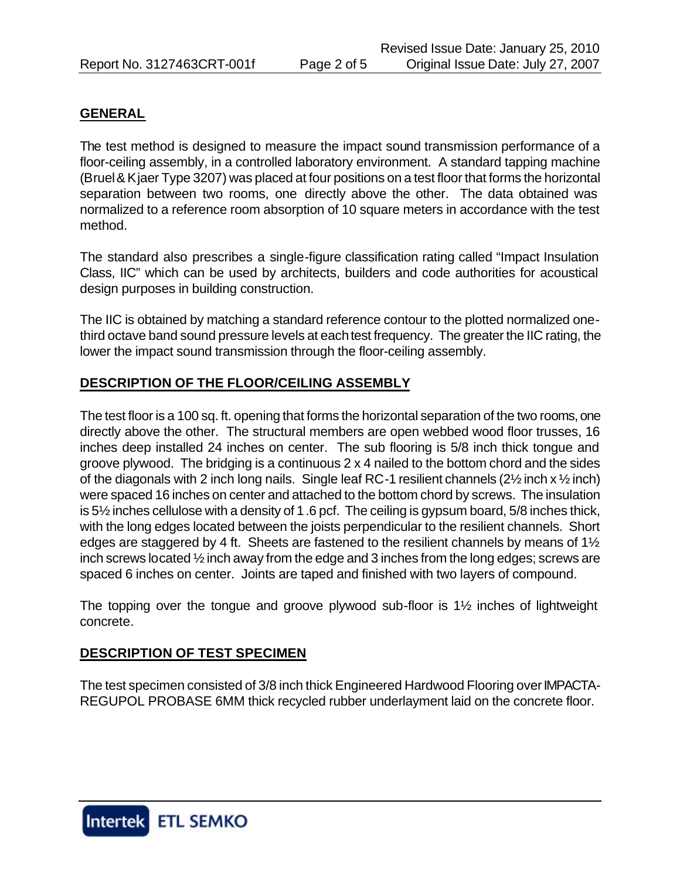## GENERAL

The test method is designed to measure the impact sound transmission performance of a floor-ceiling assembly, in a controlled laboratory environment. A standard tapping machine (Bruel & Kjaer Type 3207) was placed at four positions on a test floor that forms the horizontal separation between two rooms, one directly above the other. The data obtained was normalized to a reference room absorption of 10 square meters in accordance with the test method.

The standard also prescribes a single-figure classification rating called "Impact Insulation Class, IIC" which can be used by architects, builders and code authorities for acoustical design purposes in building construction.

The IIC is obtained by matching a standard reference contour to the plotted normalized one-third octave band sound pressure levels at each test frequency. The greater the IIC rating, the lower the impact sound transmission through the floor-ceiling assembly.

## DESCRIPTION OF THE FLOOR/CEILING ASSEMBLY

The test floor is a 100 sq. ft. opening that forms the horizontal separation of the two rooms, one directly above the other. The structural members are open webbed wood floor trusses, 16 inches deep installed 24 inches on center. The sub flooring is 5/8 inch thick tongue and groove plywood. The bridging is a continuous 2 x 4 nailed to the bottom chord and the sides of the diagonals with 2 inch long nails. Single leaf RC-1 resilient channels (2½ inch x ½ inch) were spaced 16 inches on center and attached to the bottom chord by screws. The insulation is 5½ inches cellulose with a density of 1.6 pcf. The ceiling is gypsum board, 5/8 inches thick, with the long edges located between the joists perpendicular to the resilient channels. Short edges are staggered by 4 ft. Sheets are fastened to the resilient channels by means of 1½ inch screws located ½ inch away from the edge and 3 inches from the long edges; screws are spaced 6 inches on center. Joints are taped and finished with two layers of compound.

The topping over the tongue and groove plywood sub-floor is 1½ inches of lightweight concrete.

## DESCRIPTION OF TEST SPECIMEN

The test specimen consisted of 3/8 inch thick Engineered Hardwood Flooring over IMPACTA-REGUPOL PROBASE 6MM thick recycled rubber underlayment laid on the concrete floor.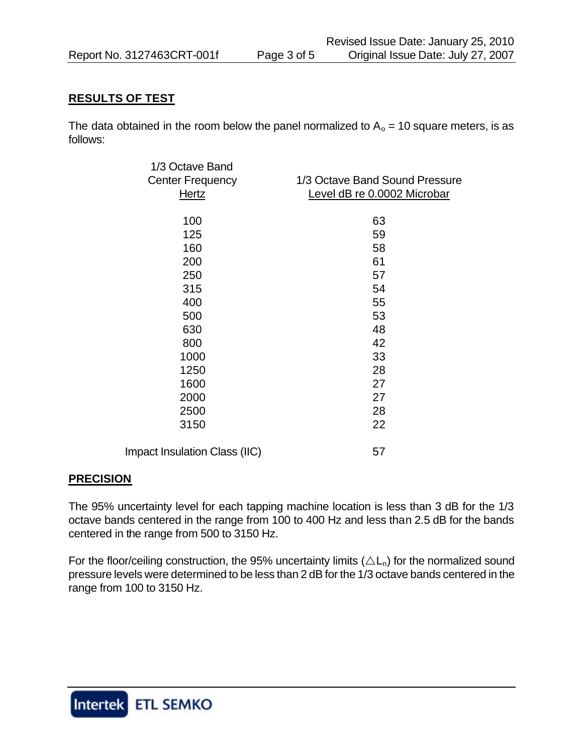## RESULTS OF TEST

The data obtained in the room below the panel normalized to $A_o$ = 10 square meters, is as follows:

| 1/3 Octave Band Center Frequency Hertz | 1/3 Octave Band Sound Pressure Level dB re 0.0002 Microbar |
|---|---|
| 100 | 63 |
| 125 | 59 |
| 160 | 58 |
| 200 | 61 |
| 250 | 57 |
| 315 | 54 |
| 400 | 55 |
| 500 | 53 |
| 630 | 48 |
| 800 | 42 |
| 1000 | 33 |
| 1250 | 28 |
| 1600 | 27 |
| 2000 | 27 |
| 2500 | 28 |
| 3150 | 22 |
| Impact Insulation Class (IIC) | 57 |

## PRECISION

The 95% uncertainty level for each tapping machine location is less than 3 dB for the 1/3 octave bands centered in the range from 100 to 400 Hz and less than 2.5 dB for the bands centered in the range from 500 to 3150 Hz.

For the floor/ceiling construction, the 95% uncertainty limits ($\triangle L_n$) for the normalized sound pressure levels were determined to be less than 2 dB for the 1/3 octave bands centered in the range from 100 to 3150 Hz.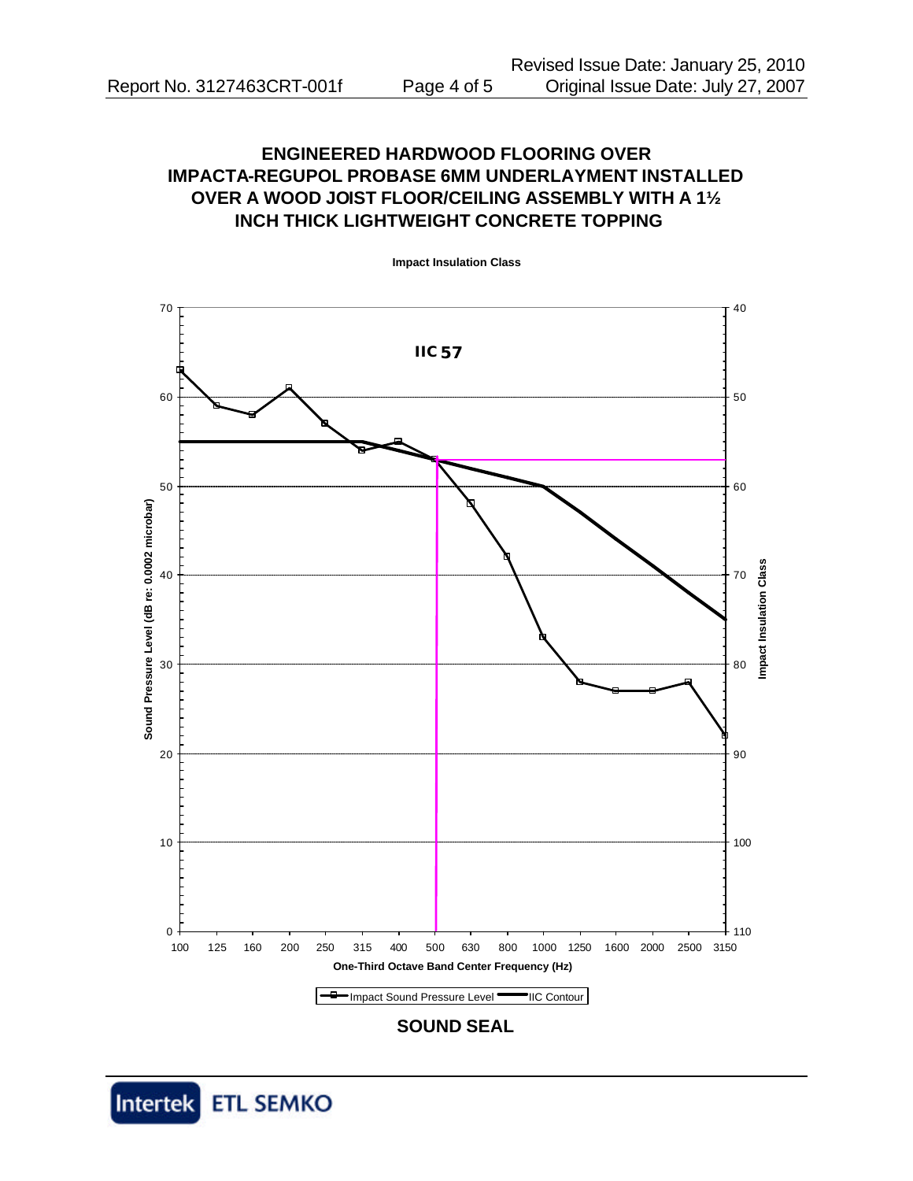# ENGINEERED HARDWOOD FLOORING OVER IMPACTA-REGUPOL PROBASE 6MM UNDERLAYMENT INSTALLED OVER A WOOD JOIST FLOOR/CEILING ASSEMBLY WITH A 1½ INCH THICK LIGHTWEIGHT CONCRETE TOPPING

**Impact Insulation Class**

**IIC 57**

| One-Third Octave Band Center Frequency (Hz) | 100 | 125 | 160 | 200 | 250 | 315 | 400 | 500 | 630 | 800 | 1000 | 1250 | 1600 | 2000 | 2500 | 3150 |
|---|---|---|---|---|---|---|---|---|---|---|---|---|---|---|---|---|
| Impact Sound Pressure Level (dB re: 0.0002 microbar) | 63 | 59 | 58 | 61 | 57 | 54 | 55 | 53 | 48 | 42 | 33 | 28 | 27 | 27 | 28 | 22 |
| IIC Contour | 55 | 55 | 55 | 55 | 55 | 55 | 54 | 53 | 52 | 51 | 50 | 47 | 44 | 41 | 38 | 35 |

Legend: Impact Sound Pressure Level; IIC Contour

**SOUND SEAL**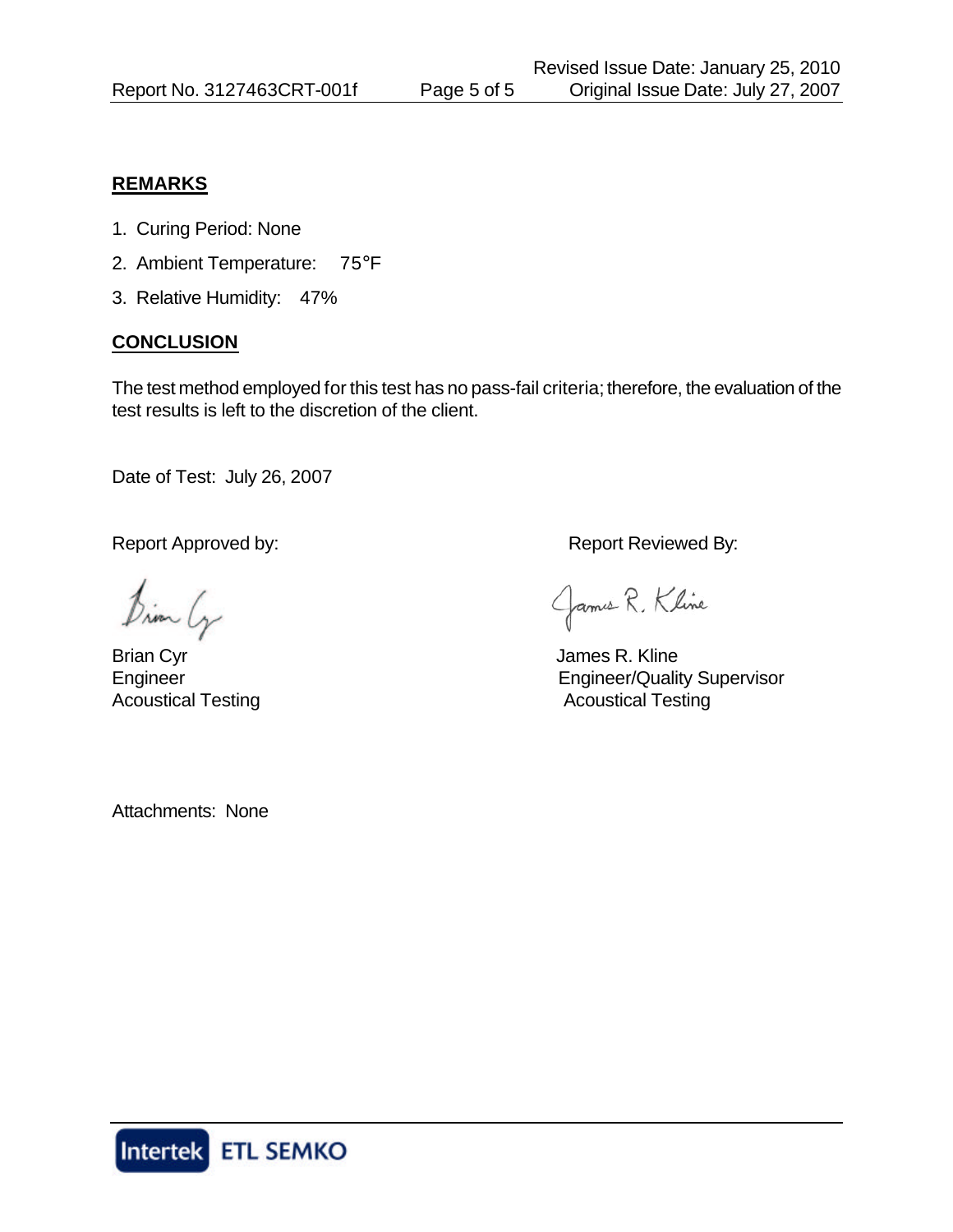## REMARKS

1. Curing Period: None
2. Ambient Temperature: 75°F
3. Relative Humidity: 47%

## CONCLUSION

The test method employed for this test has no pass-fail criteria; therefore, the evaluation of the test results is left to the discretion of the client.

Date of Test: July 26, 2007

Report Approved by:

Brian Cyr
Engineer
Acoustical Testing

Report Reviewed By:

James R. Kline
Engineer/Quality Supervisor
Acoustical Testing

Attachments: None